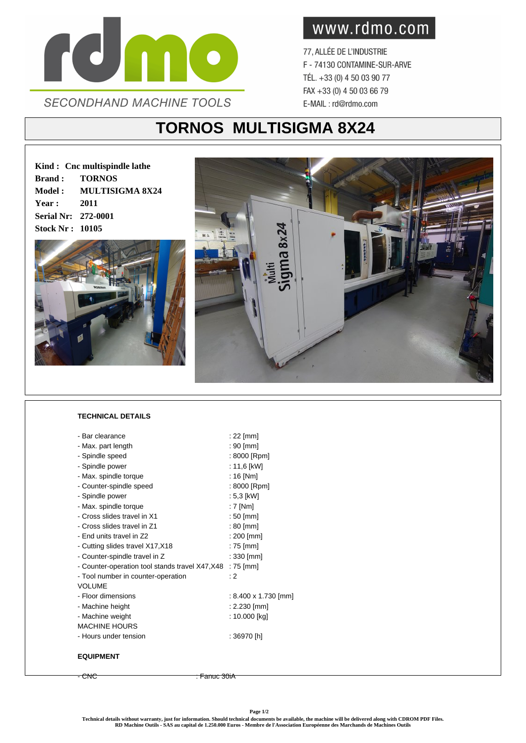rdmo

SECONDHAND MACHINE TOOLS

www.rdmo.com

77, ALLÉE DE L'INDUSTRIE
F - 74130 CONTAMINE-SUR-ARVE
TÉL. +33 (0) 4 50 03 90 77
FAX +33 (0) 4 50 03 66 79
E-MAIL : rd@rdmo.com

# TORNOS MULTISIGMA 8X24

**Kind : Cnc multispindle lathe**
**Brand : TORNOS**
**Model : MULTISIGMA 8X24**
**Year : 2011**
**Serial Nr: 272-0001**
**Stock Nr : 10105**

**TECHNICAL DETAILS**

| | |
|---|---|
| - Bar clearance | : 22 [mm] |
| - Max. part length | : 90 [mm] |
| - Spindle speed | : 8000 [Rpm] |
| - Spindle power | : 11,6 [kW] |
| - Max. spindle torque | : 16 [Nm] |
| - Counter-spindle speed | : 8000 [Rpm] |
| - Spindle power | : 5,3 [kW] |
| - Max. spindle torque | : 7 [Nm] |
| - Cross slides travel in X1 | : 50 [mm] |
| - Cross slides travel in Z1 | : 80 [mm] |
| - End units travel in Z2 | : 200 [mm] |
| - Cutting slides travel X17,X18 | : 75 [mm] |
| - Counter-spindle travel in Z | : 330 [mm] |
| - Counter-operation tool stands travel X47,X48 | : 75 [mm] |
| - Tool number in counter-operation | : 2 |
| VOLUME | |
| - Floor dimensions | : 8.400 x 1.730 [mm] |
| - Machine height | : 2.230 [mm] |
| - Machine weight | : 10.000 [kg] |
| MACHINE HOURS | |
| - Hours under tension | : 36970 [h] |

**EQUIPMENT**

- CNC : Fanuc 30iA

Technical details without warranty, just for information. Should technical documents be available, the machine will be delivered along with CDROM PDF Files.
RD Machine Outils - SAS au capital de 1.250.000 Euros - Membre de l'Association Européenne des Marchands de Machines Outils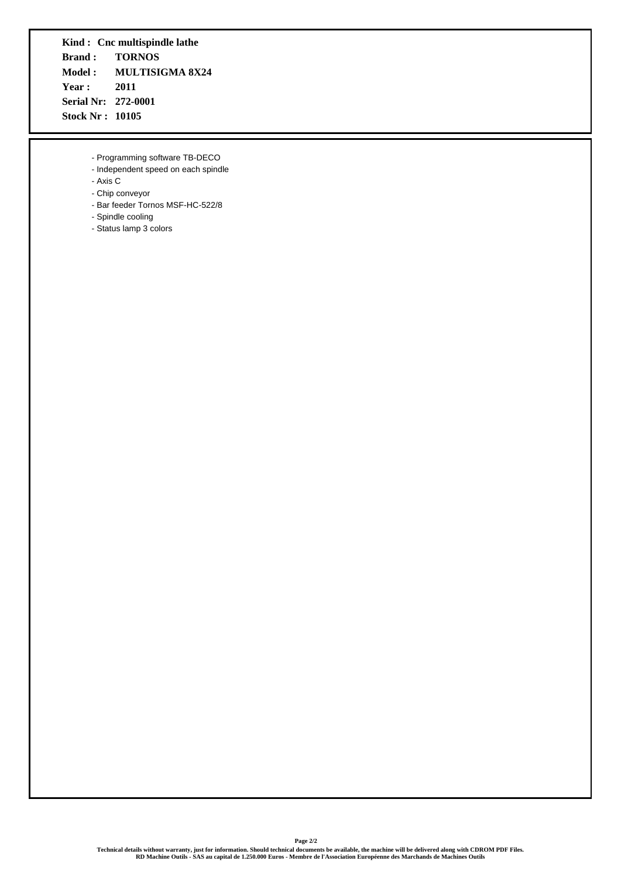**Kind :** **Cnc multispindle lathe**
**Brand :** **TORNOS**
**Model :** **MULTISIGMA 8X24**
**Year :** **2011**
**Serial Nr:** **272-0001**
**Stock Nr :** **10105**

- Programming software TB-DECO
- Independent speed on each spindle
- Axis C
- Chip conveyor
- Bar feeder Tornos MSF-HC-522/8
- Spindle cooling
- Status lamp 3 colors

**Technical details without warranty, just for information. Should technical documents be available, the machine will be delivered along with CDROM PDF Files.**
**RD Machine Outils - SAS au capital de 1.250.000 Euros - Membre de l'Association Européenne des Marchands de Machines Outils**